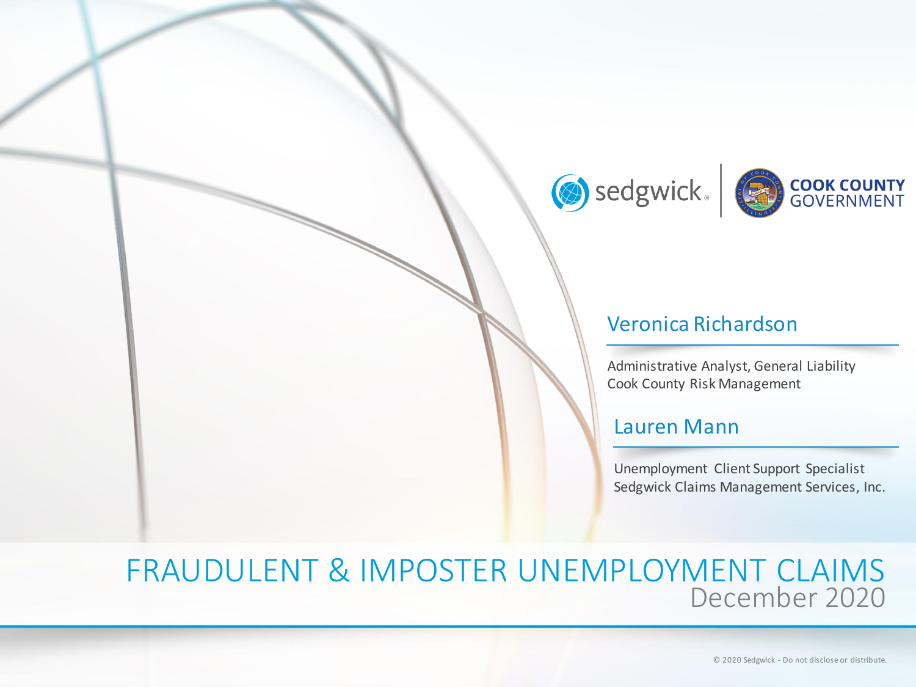# FRAUDULENT & IMPOSTER UNEMPLOYMENT CLAIMS

December 2020

sedgwick | COOK COUNTY GOVERNMENT

## Veronica Richardson

Administrative Analyst, General Liability
Cook County Risk Management

## Lauren Mann

Unemployment Client Support Specialist
Sedgwick Claims Management Services, Inc.

© 2020 Sedgwick - Do not disclose or distribute.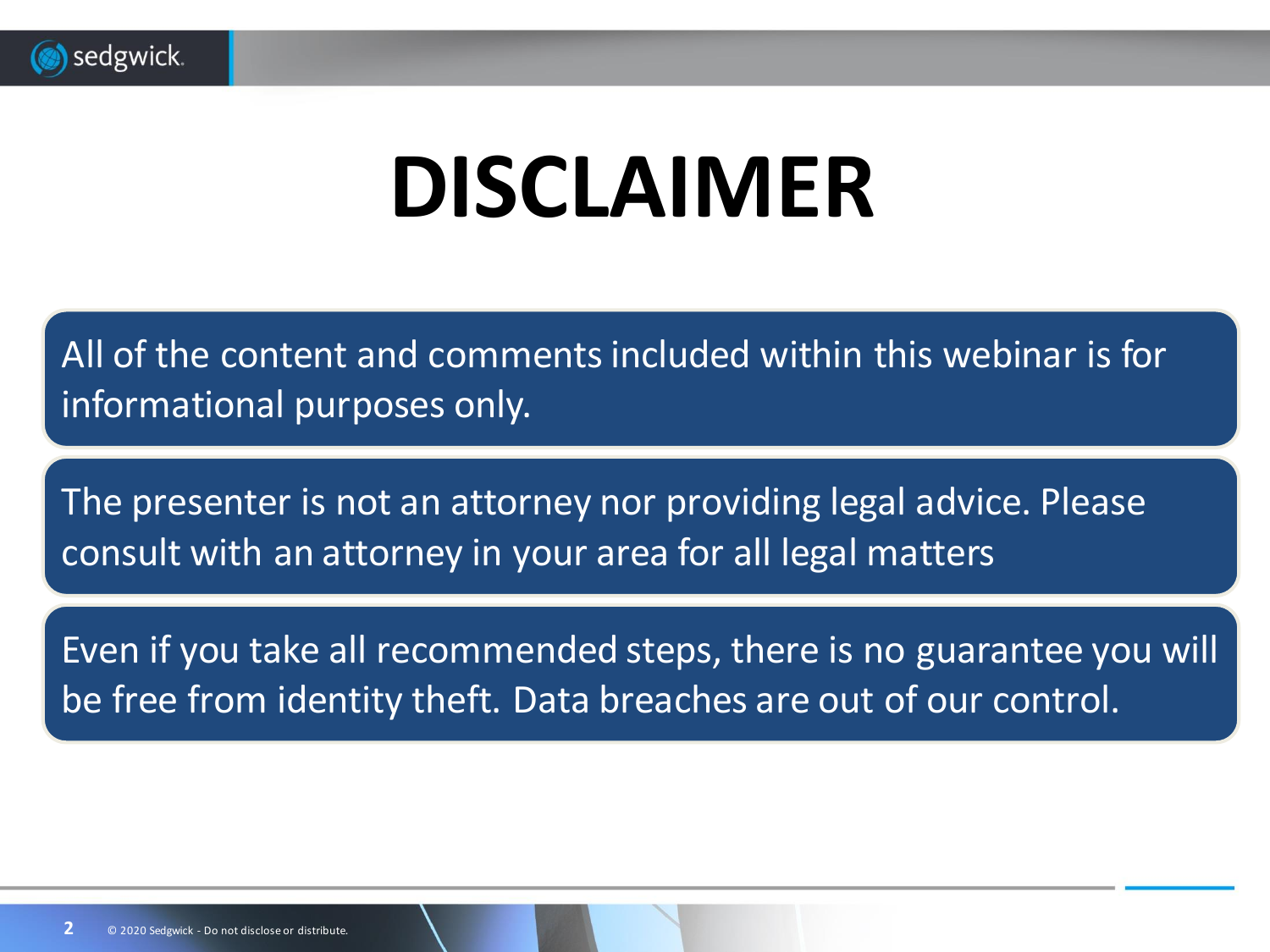# DISCLAIMER

All of the content and comments included within this webinar is for informational purposes only.

The presenter is not an attorney nor providing legal advice. Please consult with an attorney in your area for all legal matters

Even if you take all recommended steps, there is no guarantee you will be free from identity theft. Data breaches are out of our control.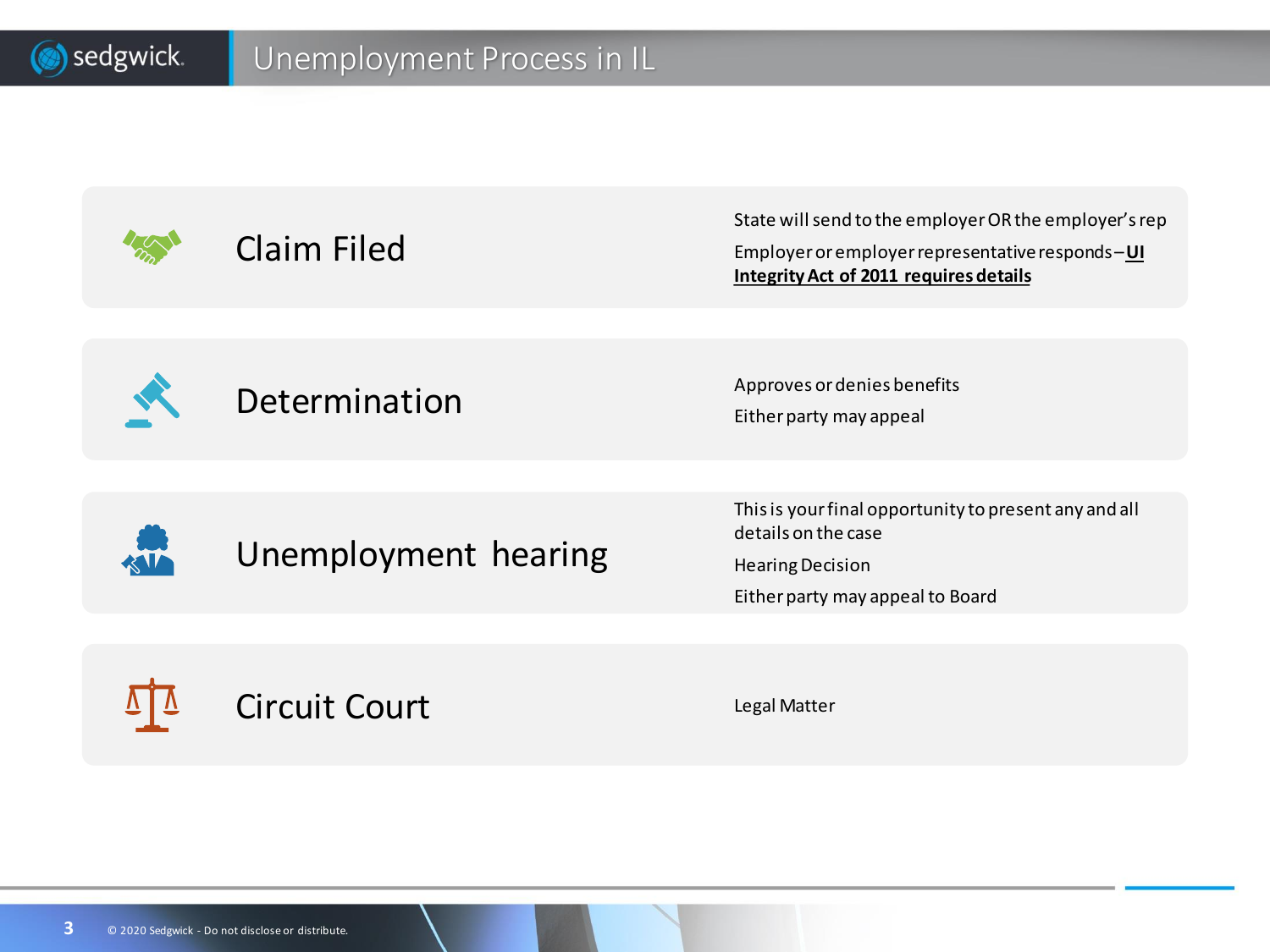# Unemployment Process in IL

## Claim Filed

- State will send to the employer OR the employer's rep
- Employer or employer representative responds – **UI Integrity Act of 2011 requires details**

## Determination

- Approves or denies benefits
- Either party may appeal

## Unemployment hearing

- This is your final opportunity to present any and all details on the case
- Hearing Decision
- Either party may appeal to Board

## Circuit Court

- Legal Matter

© 2020 Sedgwick - Do not disclose or distribute.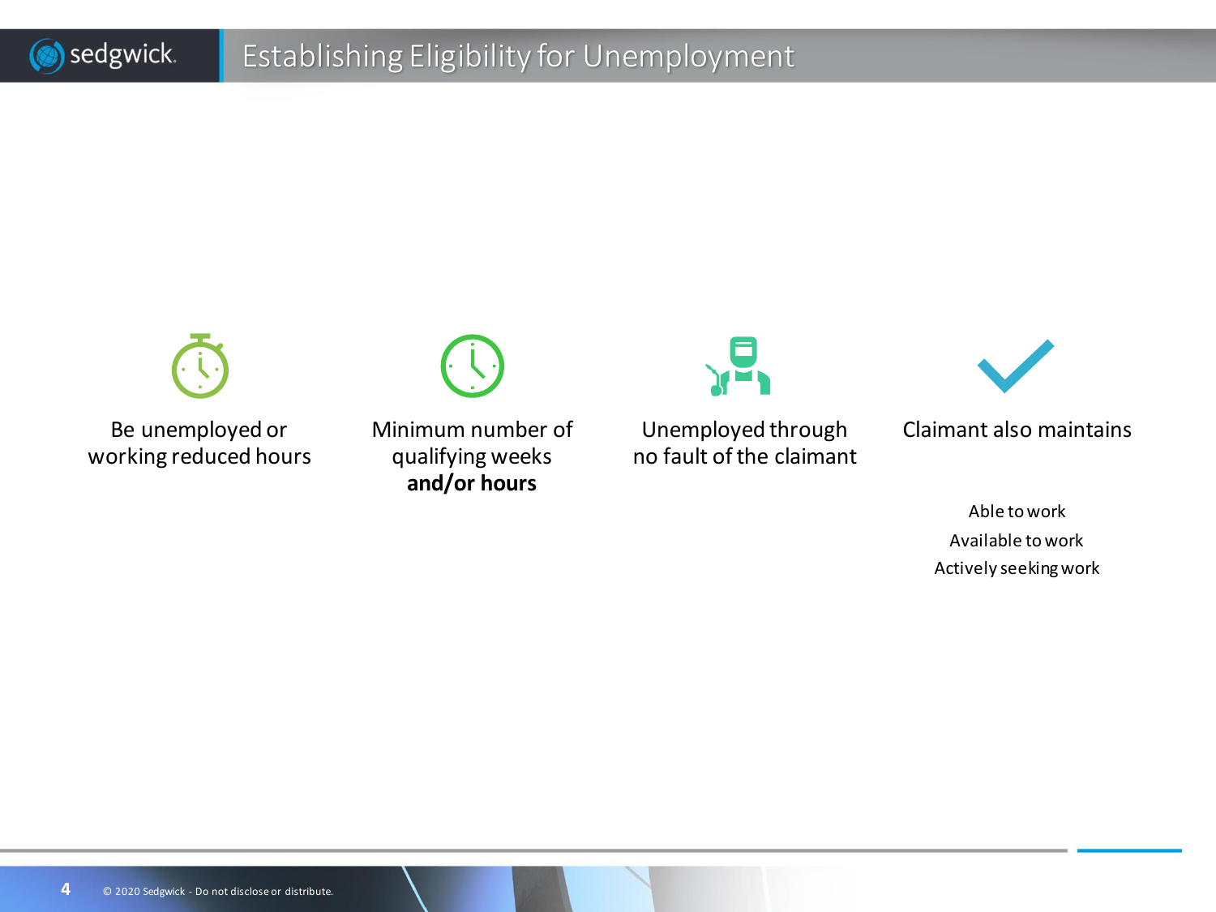# Establishing Eligibility for Unemployment

Be unemployed or working reduced hours

Minimum number of qualifying weeks **and/or hours**

Unemployed through no fault of the claimant

Claimant also maintains

- Able to work
- Available to work
- Actively seeking work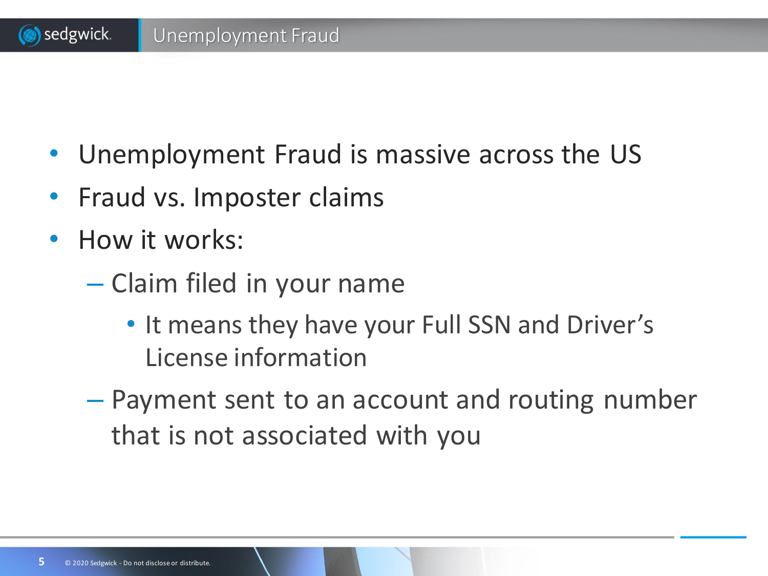# Unemployment Fraud

- Unemployment Fraud is massive across the US
- Fraud vs. Imposter claims
- How it works:
  - Claim filed in your name
    - It means they have your Full SSN and Driver's License information
  - Payment sent to an account and routing number that is not associated with you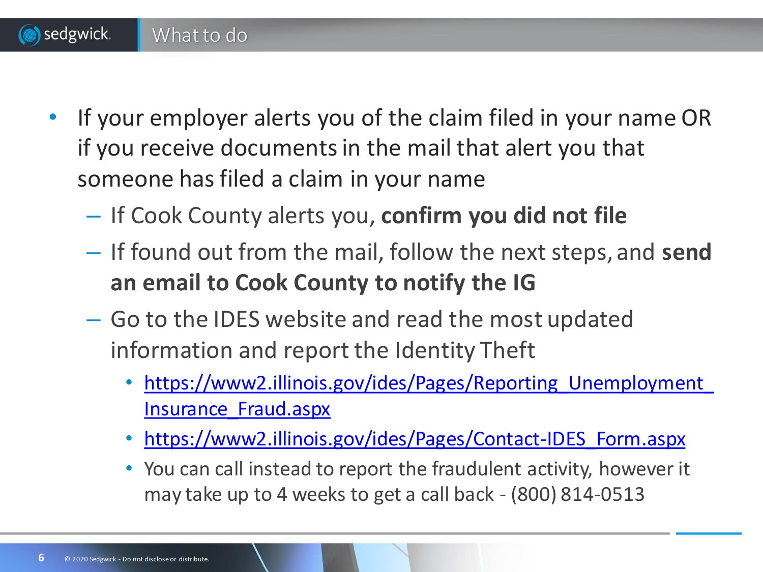# What to do

- If your employer alerts you of the claim filed in your name OR if you receive documents in the mail that alert you that someone has filed a claim in your name
  - If Cook County alerts you, **confirm you did not file**
  - If found out from the mail, follow the next steps, and **send an email to Cook County to notify the IG**
  - Go to the IDES website and read the most updated information and report the Identity Theft
    - https://www2.illinois.gov/ides/Pages/Reporting_Unemployment_Insurance_Fraud.aspx
    - https://www2.illinois.gov/ides/Pages/Contact-IDES_Form.aspx
    - You can call instead to report the fraudulent activity, however it may take up to 4 weeks to get a call back - (800) 814-0513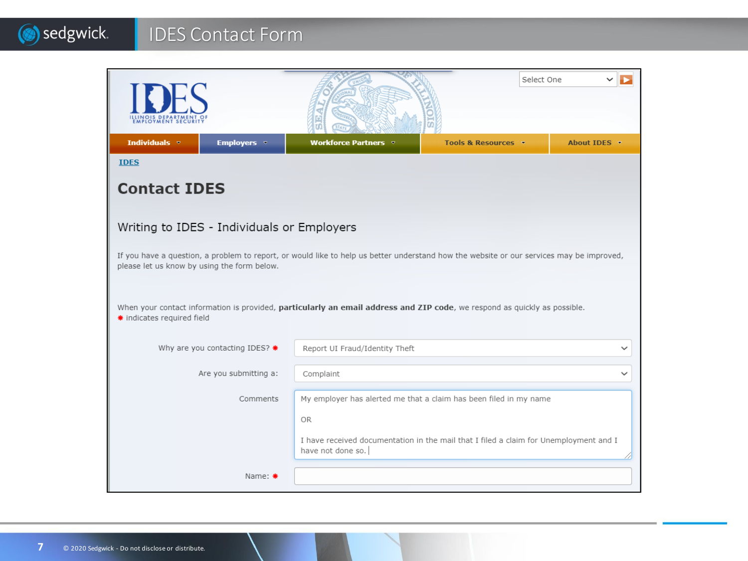# IDES Contact Form

IDES
ILLINOIS DEPARTMENT OF EMPLOYMENT SECURITY

Select One

Individuals | Employers | Workforce Partners | Tools & Resources | About IDES

IDES

## Contact IDES

### Writing to IDES - Individuals or Employers

If you have a question, a problem to report, or would like to help us better understand how the website or our services may be improved, please let us know by using the form below.

When your contact information is provided, **particularly an email address and ZIP code**, we respond as quickly as possible.
* indicates required field

Why are you contacting IDES? *: Report UI Fraud/Identity Theft

Are you submitting a: Complaint

Comments: My employer has alerted me that a claim has been filed in my name

OR

I have received documentation in the mail that I filed a claim for Unemployment and I have not done so.

Name: *

© 2020 Sedgwick - Do not disclose or distribute.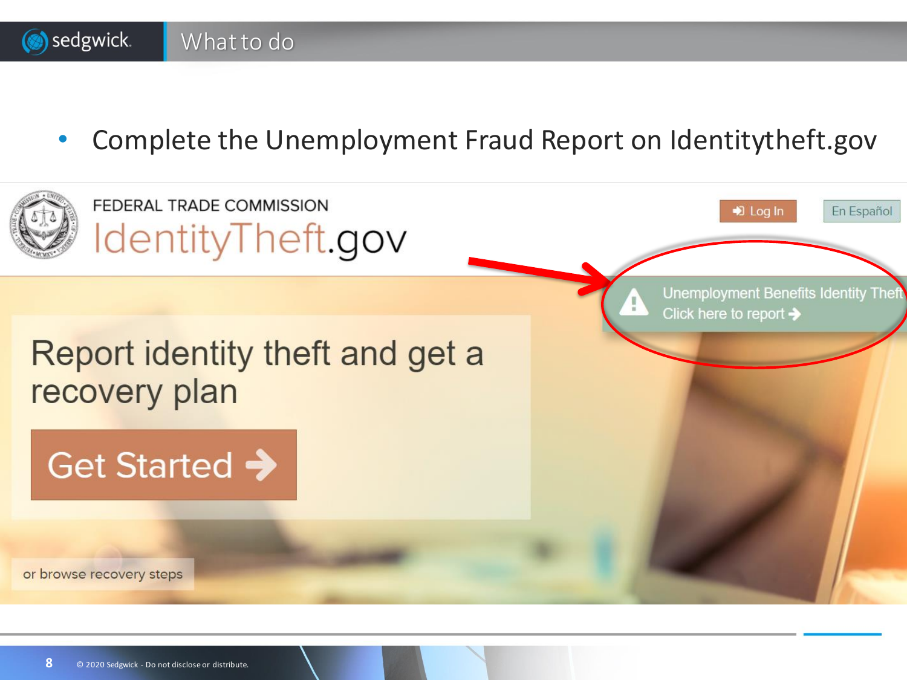# What to do

- Complete the Unemployment Fraud Report on Identitytheft.gov

FEDERAL TRADE COMMISSION
IdentityTheft.gov

Log In | En Español

Unemployment Benefits Identity Theft
Click here to report

Report identity theft and get a recovery plan

Get Started

or browse recovery steps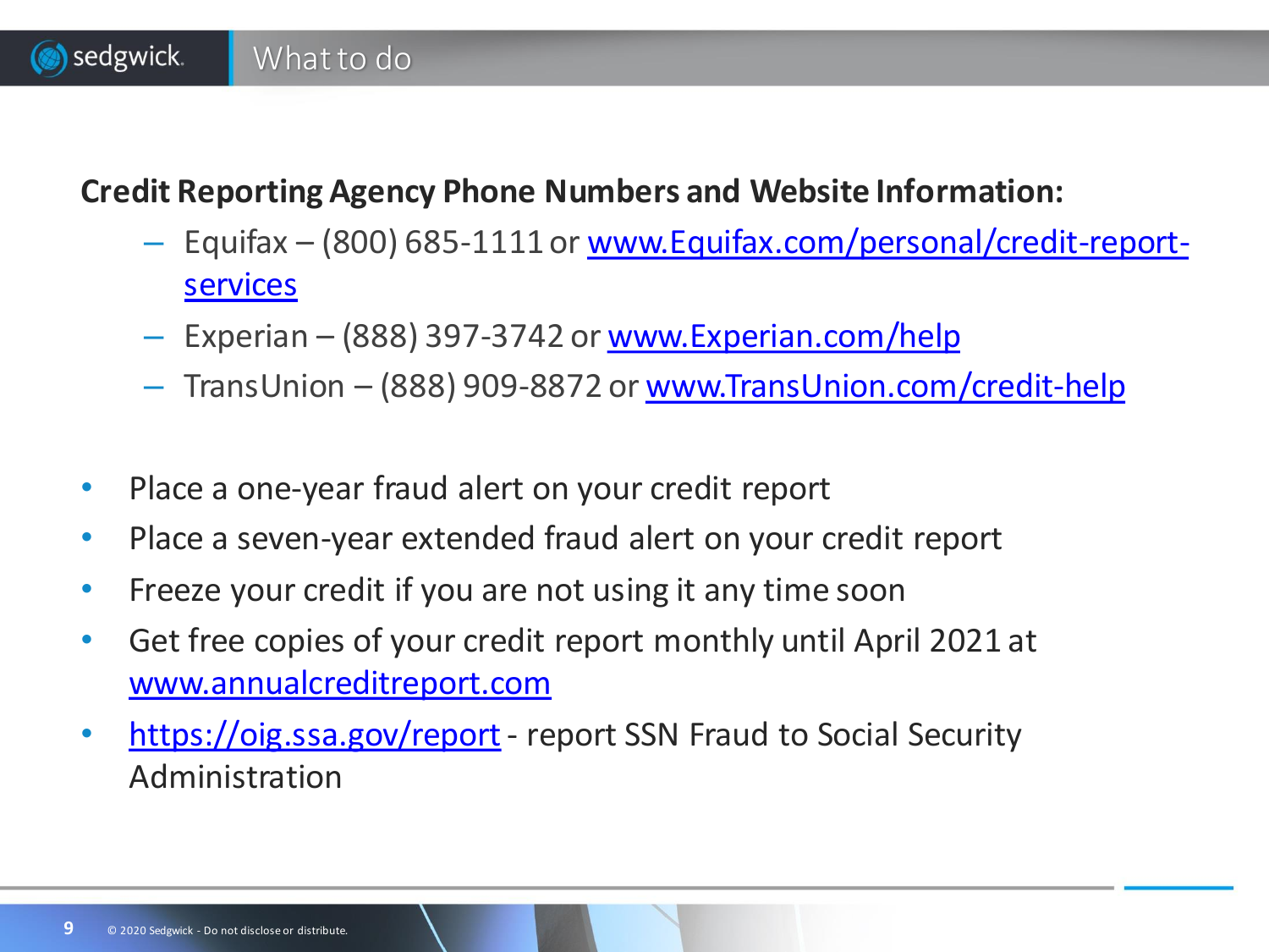# What to do

**Credit Reporting Agency Phone Numbers and Website Information:**

- Equifax – (800) 685-1111 or www.Equifax.com/personal/credit-report-services
- Experian – (888) 397-3742 or www.Experian.com/help
- TransUnion – (888) 909-8872 or www.TransUnion.com/credit-help

- Place a one-year fraud alert on your credit report
- Place a seven-year extended fraud alert on your credit report
- Freeze your credit if you are not using it any time soon
- Get free copies of your credit report monthly until April 2021 at www.annualcreditreport.com
- https://oig.ssa.gov/report - report SSN Fraud to Social Security Administration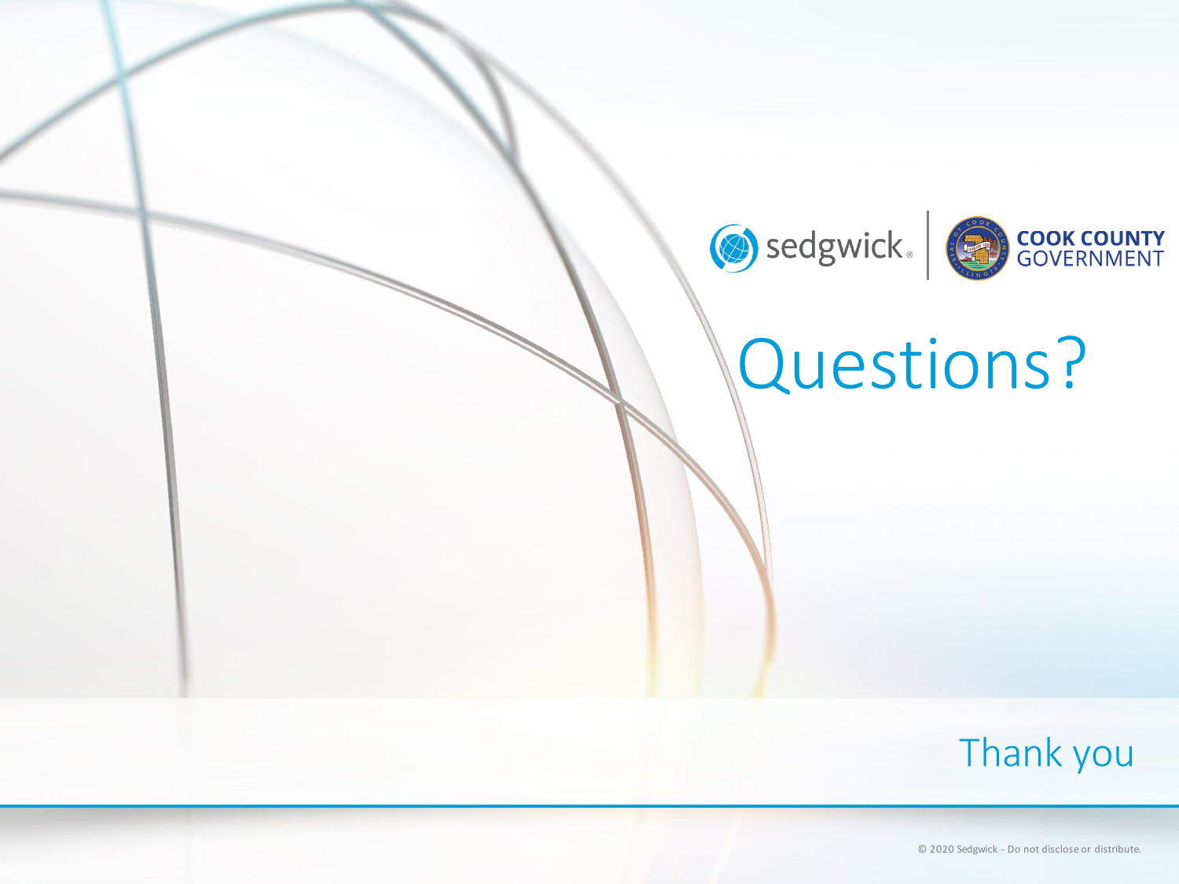sedgwick | COOK COUNTY GOVERNMENT

# Questions?

Thank you

© 2020 Sedgwick - Do not disclose or distribute.